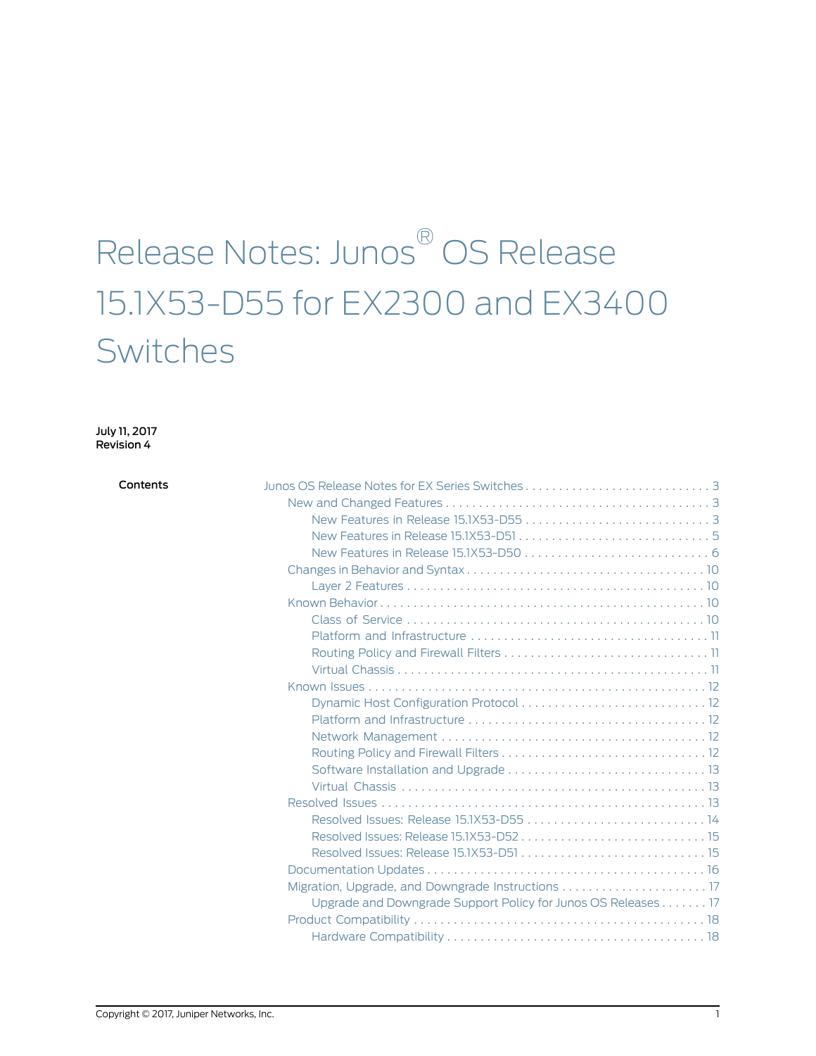# Release Notes: Junos® OS Release 15.1X53-D55 for EX2300 and EX3400 Switches

**July 11, 2017**
**Revision 4**

**Contents**

- Junos OS Release Notes for EX Series Switches . . . 3
  - New and Changed Features . . . 3
    - New Features in Release 15.1X53-D55 . . . 3
    - New Features in Release 15.1X53-D51 . . . 5
    - New Features in Release 15.1X53-D50 . . . 6
  - Changes in Behavior and Syntax . . . 10
    - Layer 2 Features . . . 10
  - Known Behavior . . . 10
    - Class of Service . . . 10
    - Platform and Infrastructure . . . 11
    - Routing Policy and Firewall Filters . . . 11
    - Virtual Chassis . . . 11
  - Known Issues . . . 12
    - Dynamic Host Configuration Protocol . . . 12
    - Platform and Infrastructure . . . 12
    - Network Management . . . 12
    - Routing Policy and Firewall Filters . . . 12
    - Software Installation and Upgrade . . . 13
    - Virtual Chassis . . . 13
  - Resolved Issues . . . 13
    - Resolved Issues: Release 15.1X53-D55 . . . 14
    - Resolved Issues: Release 15.1X53-D52 . . . 15
    - Resolved Issues: Release 15.1X53-D51 . . . 15
  - Documentation Updates . . . 16
  - Migration, Upgrade, and Downgrade Instructions . . . 17
    - Upgrade and Downgrade Support Policy for Junos OS Releases . . . 17
  - Product Compatibility . . . 18
    - Hardware Compatibility . . . 18

Copyright © 2017, Juniper Networks, Inc.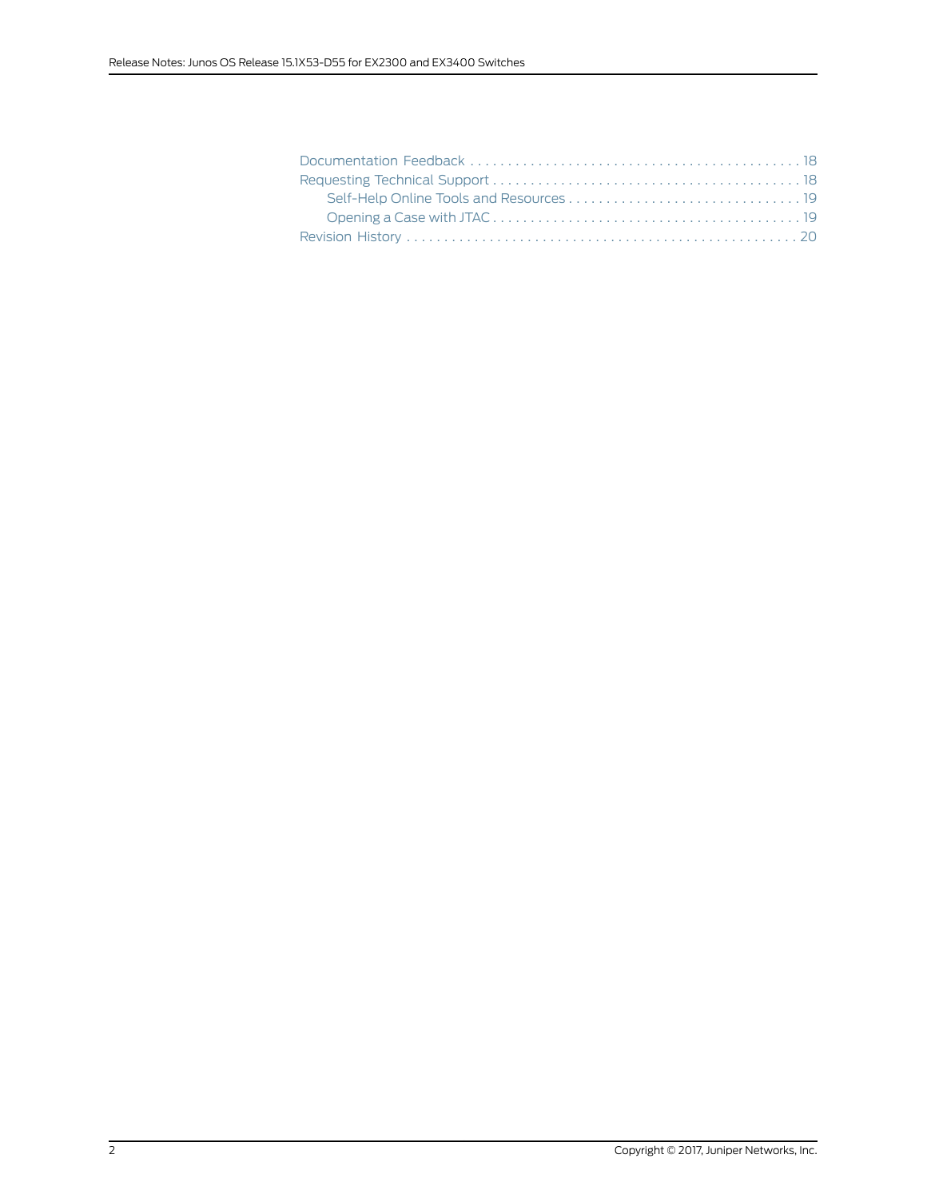- Documentation Feedback . . . . . . . . . . . . . . . . . . . . . . . . . . . . . . . . . . . . . . . . . . . 18
- Requesting Technical Support . . . . . . . . . . . . . . . . . . . . . . . . . . . . . . . . . . . . . . . . 18
  - Self-Help Online Tools and Resources . . . . . . . . . . . . . . . . . . . . . . . . . . . . . . . 19
  - Opening a Case with JTAC . . . . . . . . . . . . . . . . . . . . . . . . . . . . . . . . . . . . . . . . 19
- Revision History . . . . . . . . . . . . . . . . . . . . . . . . . . . . . . . . . . . . . . . . . . . . . . . . . . . . 20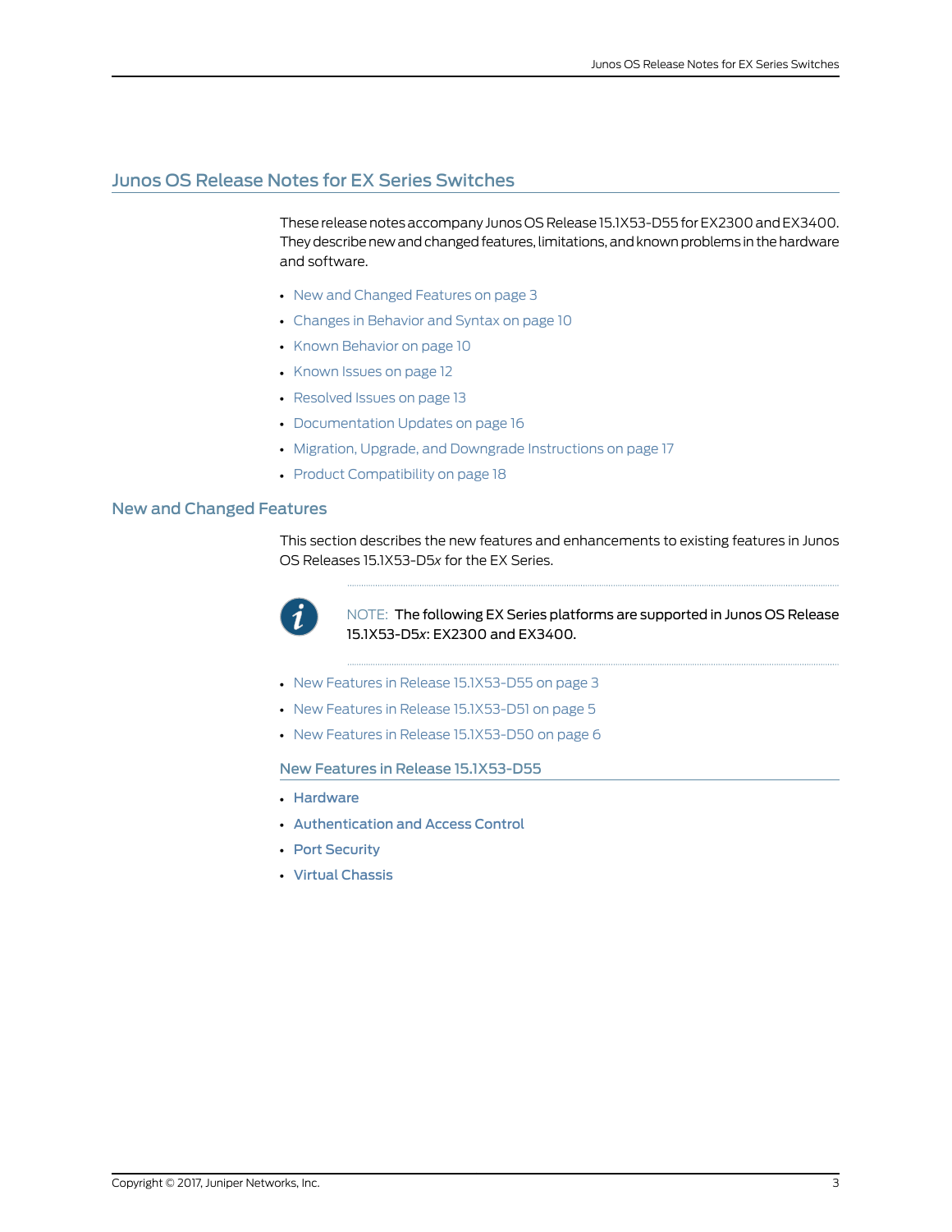# Junos OS Release Notes for EX Series Switches

These release notes accompany Junos OS Release 15.1X53-D55 for EX2300 and EX3400. They describe new and changed features, limitations, and known problems in the hardware and software.

- New and Changed Features on page 3
- Changes in Behavior and Syntax on page 10
- Known Behavior on page 10
- Known Issues on page 12
- Resolved Issues on page 13
- Documentation Updates on page 16
- Migration, Upgrade, and Downgrade Instructions on page 17
- Product Compatibility on page 18

## New and Changed Features

This section describes the new features and enhancements to existing features in Junos OS Releases 15.1X53-D5*x* for the EX Series.

NOTE: The following EX Series platforms are supported in Junos OS Release 15.1X53-D5*x*: EX2300 and EX3400.

- New Features in Release 15.1X53-D55 on page 3
- New Features in Release 15.1X53-D51 on page 5
- New Features in Release 15.1X53-D50 on page 6

### New Features in Release 15.1X53-D55

- **Hardware**
- **Authentication and Access Control**
- **Port Security**
- **Virtual Chassis**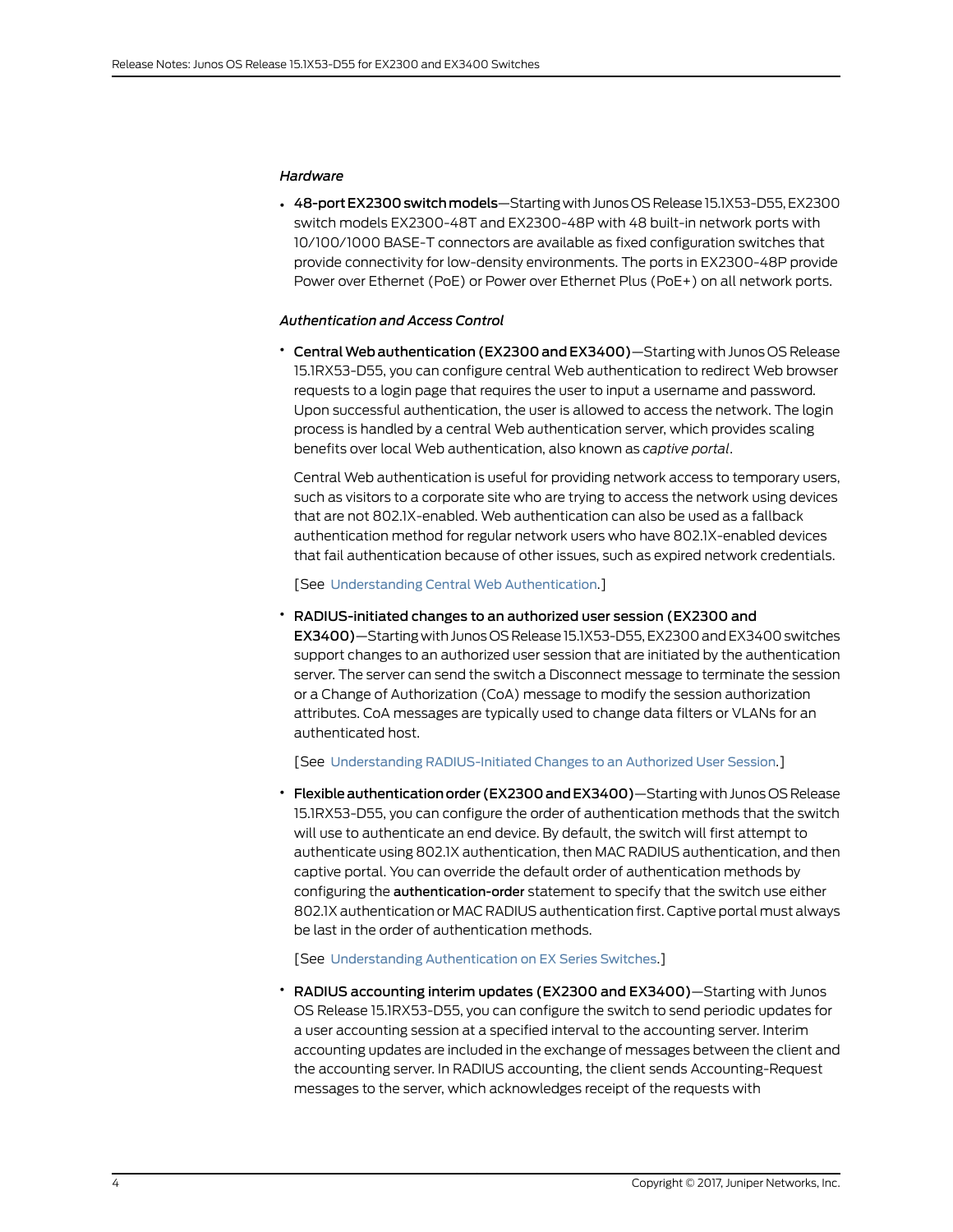*Hardware*

- **48-port EX2300 switch models**—Starting with Junos OS Release 15.1X53-D55, EX2300 switch models EX2300-48T and EX2300-48P with 48 built-in network ports with 10/100/1000 BASE-T connectors are available as fixed configuration switches that provide connectivity for low-density environments. The ports in EX2300-48P provide Power over Ethernet (PoE) or Power over Ethernet Plus (PoE+) on all network ports.

*Authentication and Access Control*

- **Central Web authentication (EX2300 and EX3400)**—Starting with Junos OS Release 15.1RX53-D55, you can configure central Web authentication to redirect Web browser requests to a login page that requires the user to input a username and password. Upon successful authentication, the user is allowed to access the network. The login process is handled by a central Web authentication server, which provides scaling benefits over local Web authentication, also known as *captive portal*.

  Central Web authentication is useful for providing network access to temporary users, such as visitors to a corporate site who are trying to access the network using devices that are not 802.1X-enabled. Web authentication can also be used as a fallback authentication method for regular network users who have 802.1X-enabled devices that fail authentication because of other issues, such as expired network credentials.

  [See Understanding Central Web Authentication.]

- **RADIUS-initiated changes to an authorized user session (EX2300 and EX3400)**—Starting with Junos OS Release 15.1X53-D55, EX2300 and EX3400 switches support changes to an authorized user session that are initiated by the authentication server. The server can send the switch a Disconnect message to terminate the session or a Change of Authorization (CoA) message to modify the session authorization attributes. CoA messages are typically used to change data filters or VLANs for an authenticated host.

  [See Understanding RADIUS-Initiated Changes to an Authorized User Session.]

- **Flexible authentication order (EX2300 and EX3400)**—Starting with Junos OS Release 15.1RX53-D55, you can configure the order of authentication methods that the switch will use to authenticate an end device. By default, the switch will first attempt to authenticate using 802.1X authentication, then MAC RADIUS authentication, and then captive portal. You can override the default order of authentication methods by configuring the **authentication-order** statement to specify that the switch use either 802.1X authentication or MAC RADIUS authentication first. Captive portal must always be last in the order of authentication methods.

  [See Understanding Authentication on EX Series Switches.]

- **RADIUS accounting interim updates (EX2300 and EX3400)**—Starting with Junos OS Release 15.1RX53-D55, you can configure the switch to send periodic updates for a user accounting session at a specified interval to the accounting server. Interim accounting updates are included in the exchange of messages between the client and the accounting server. In RADIUS accounting, the client sends Accounting-Request messages to the server, which acknowledges receipt of the requests with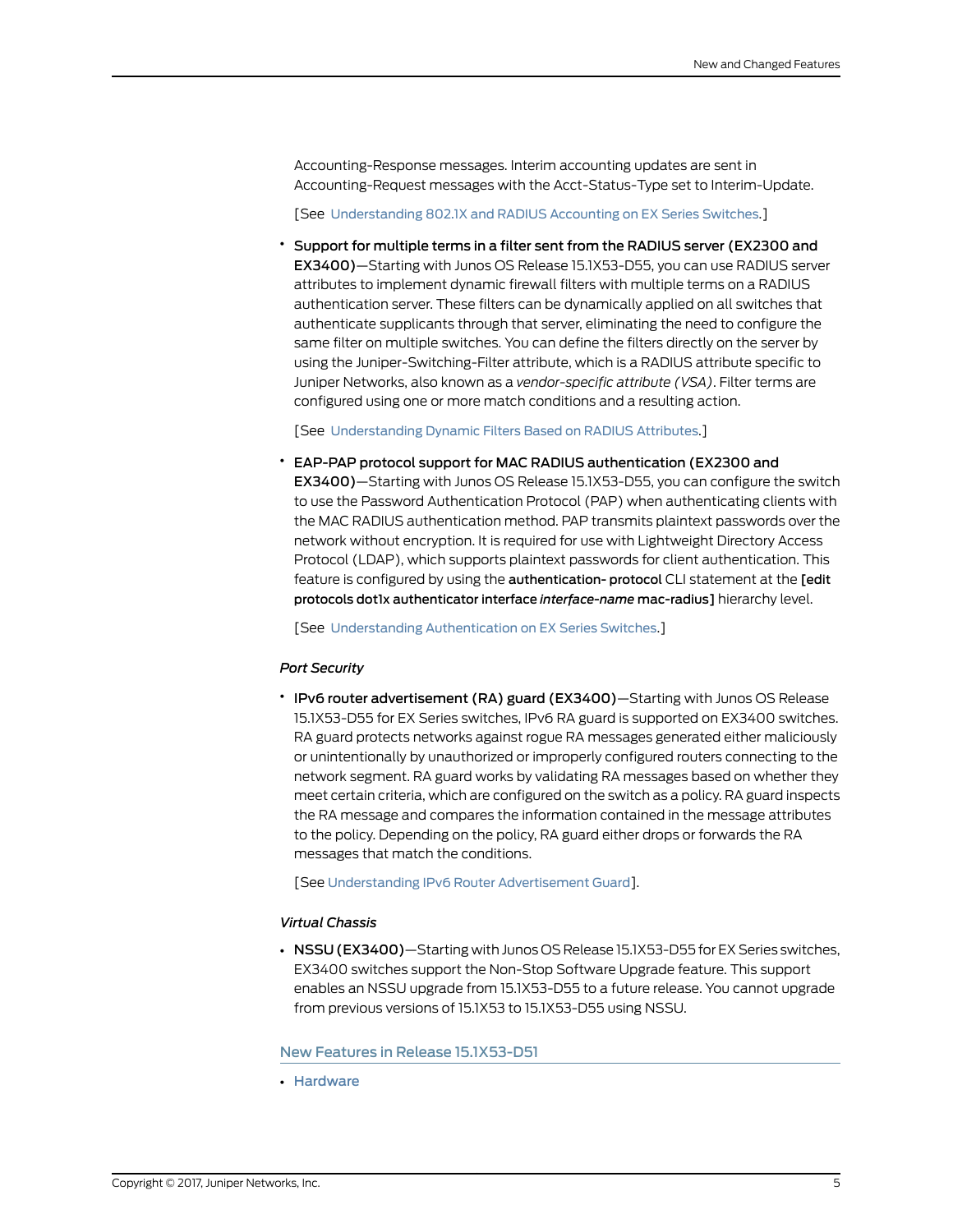Accounting-Response messages. Interim accounting updates are sent in Accounting-Request messages with the Acct-Status-Type set to Interim-Update.

[See Understanding 802.1X and RADIUS Accounting on EX Series Switches.]

- **Support for multiple terms in a filter sent from the RADIUS server (EX2300 and EX3400)**—Starting with Junos OS Release 15.1X53-D55, you can use RADIUS server attributes to implement dynamic firewall filters with multiple terms on a RADIUS authentication server. These filters can be dynamically applied on all switches that authenticate supplicants through that server, eliminating the need to configure the same filter on multiple switches. You can define the filters directly on the server by using the Juniper-Switching-Filter attribute, which is a RADIUS attribute specific to Juniper Networks, also known as a *vendor-specific attribute (VSA)*. Filter terms are configured using one or more match conditions and a resulting action.

  [See Understanding Dynamic Filters Based on RADIUS Attributes.]

- **EAP-PAP protocol support for MAC RADIUS authentication (EX2300 and EX3400)**—Starting with Junos OS Release 15.1X53-D55, you can configure the switch to use the Password Authentication Protocol (PAP) when authenticating clients with the MAC RADIUS authentication method. PAP transmits plaintext passwords over the network without encryption. It is required for use with Lightweight Directory Access Protocol (LDAP), which supports plaintext passwords for client authentication. This feature is configured by using the **authentication- protocol** CLI statement at the **[edit protocols dot1x authenticator interface** ***interface-name*** **mac-radius]** hierarchy level.

  [See Understanding Authentication on EX Series Switches.]

*Port Security*

- **IPv6 router advertisement (RA) guard (EX3400)**—Starting with Junos OS Release 15.1X53-D55 for EX Series switches, IPv6 RA guard is supported on EX3400 switches. RA guard protects networks against rogue RA messages generated either maliciously or unintentionally by unauthorized or improperly configured routers connecting to the network segment. RA guard works by validating RA messages based on whether they meet certain criteria, which are configured on the switch as a policy. RA guard inspects the RA message and compares the information contained in the message attributes to the policy. Depending on the policy, RA guard either drops or forwards the RA messages that match the conditions.

  [See Understanding IPv6 Router Advertisement Guard].

*Virtual Chassis*

- **NSSU (EX3400)**—Starting with Junos OS Release 15.1X53-D55 for EX Series switches, EX3400 switches support the Non-Stop Software Upgrade feature. This support enables an NSSU upgrade from 15.1X53-D55 to a future release. You cannot upgrade from previous versions of 15.1X53 to 15.1X53-D55 using NSSU.

## New Features in Release 15.1X53-D51

- Hardware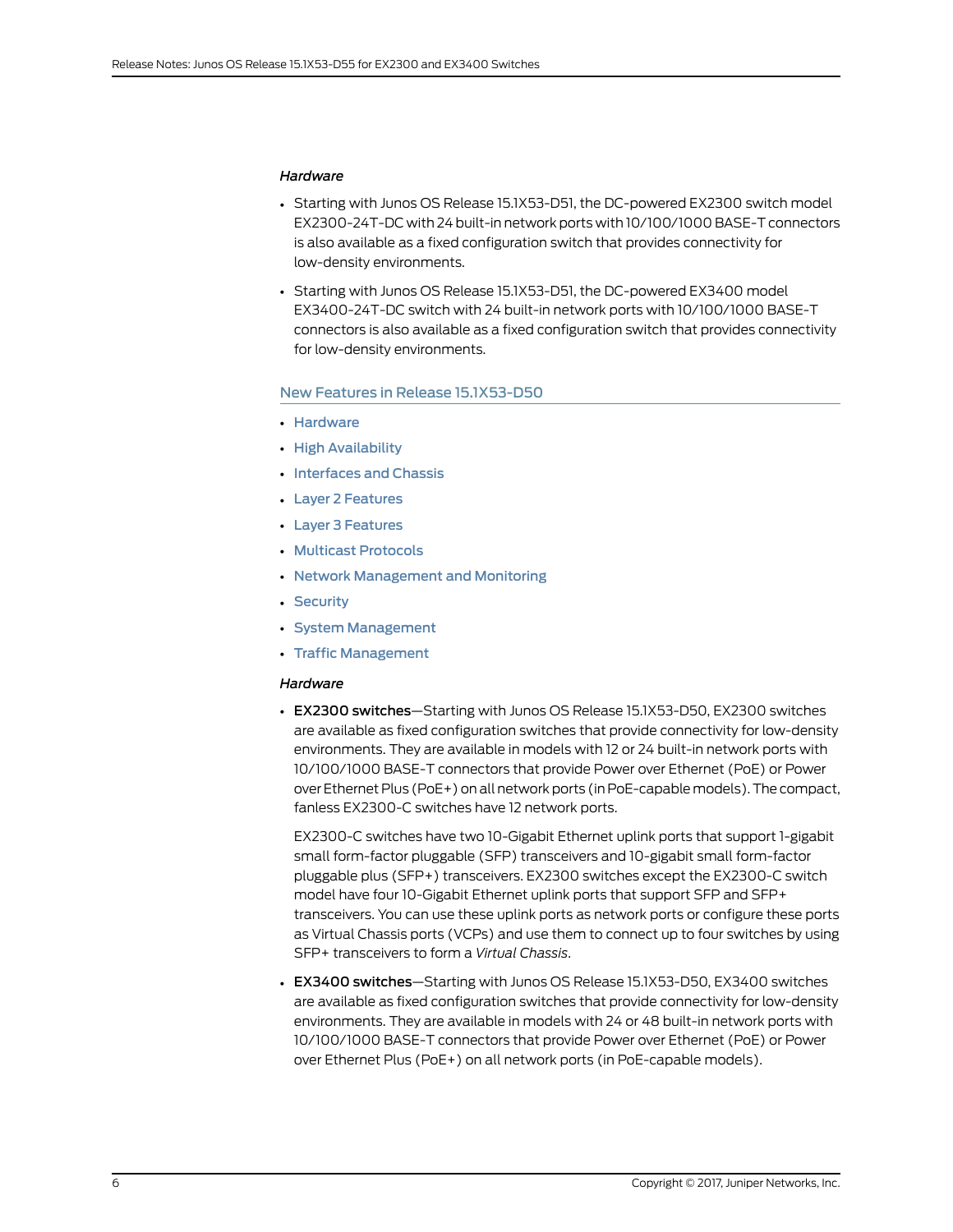*Hardware*

- Starting with Junos OS Release 15.1X53-D51, the DC-powered EX2300 switch model EX2300-24T-DC with 24 built-in network ports with 10/100/1000 BASE-T connectors is also available as a fixed configuration switch that provides connectivity for low-density environments.
- Starting with Junos OS Release 15.1X53-D51, the DC-powered EX3400 model EX3400-24T-DC switch with 24 built-in network ports with 10/100/1000 BASE-T connectors is also available as a fixed configuration switch that provides connectivity for low-density environments.

## New Features in Release 15.1X53-D50

- Hardware
- High Availability
- Interfaces and Chassis
- Layer 2 Features
- Layer 3 Features
- Multicast Protocols
- Network Management and Monitoring
- Security
- System Management
- Traffic Management

*Hardware*

- **EX2300 switches**—Starting with Junos OS Release 15.1X53-D50, EX2300 switches are available as fixed configuration switches that provide connectivity for low-density environments. They are available in models with 12 or 24 built-in network ports with 10/100/1000 BASE-T connectors that provide Power over Ethernet (PoE) or Power over Ethernet Plus (PoE+) on all network ports (in PoE-capable models). The compact, fanless EX2300-C switches have 12 network ports.

  EX2300-C switches have two 10-Gigabit Ethernet uplink ports that support 1-gigabit small form-factor pluggable (SFP) transceivers and 10-gigabit small form-factor pluggable plus (SFP+) transceivers. EX2300 switches except the EX2300-C switch model have four 10-Gigabit Ethernet uplink ports that support SFP and SFP+ transceivers. You can use these uplink ports as network ports or configure these ports as Virtual Chassis ports (VCPs) and use them to connect up to four switches by using SFP+ transceivers to form a *Virtual Chassis*.

- **EX3400 switches**—Starting with Junos OS Release 15.1X53-D50, EX3400 switches are available as fixed configuration switches that provide connectivity for low-density environments. They are available in models with 24 or 48 built-in network ports with 10/100/1000 BASE-T connectors that provide Power over Ethernet (PoE) or Power over Ethernet Plus (PoE+) on all network ports (in PoE-capable models).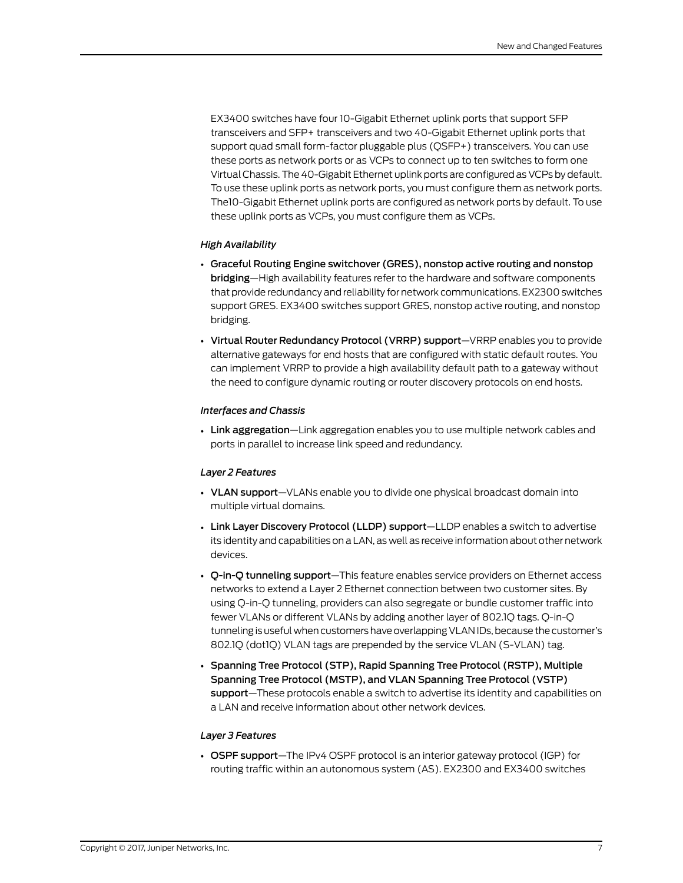EX3400 switches have four 10-Gigabit Ethernet uplink ports that support SFP transceivers and SFP+ transceivers and two 40-Gigabit Ethernet uplink ports that support quad small form-factor pluggable plus (QSFP+) transceivers. You can use these ports as network ports or as VCPs to connect up to ten switches to form one Virtual Chassis. The 40-Gigabit Ethernet uplink ports are configured as VCPs by default. To use these uplink ports as network ports, you must configure them as network ports. The10-Gigabit Ethernet uplink ports are configured as network ports by default. To use these uplink ports as VCPs, you must configure them as VCPs.

*High Availability*

- **Graceful Routing Engine switchover (GRES), nonstop active routing and nonstop bridging**—High availability features refer to the hardware and software components that provide redundancy and reliability for network communications. EX2300 switches support GRES. EX3400 switches support GRES, nonstop active routing, and nonstop bridging.
- **Virtual Router Redundancy Protocol (VRRP) support**—VRRP enables you to provide alternative gateways for end hosts that are configured with static default routes. You can implement VRRP to provide a high availability default path to a gateway without the need to configure dynamic routing or router discovery protocols on end hosts.

*Interfaces and Chassis*

- **Link aggregation**—Link aggregation enables you to use multiple network cables and ports in parallel to increase link speed and redundancy.

*Layer 2 Features*

- **VLAN support**—VLANs enable you to divide one physical broadcast domain into multiple virtual domains.
- **Link Layer Discovery Protocol (LLDP) support**—LLDP enables a switch to advertise its identity and capabilities on a LAN, as well as receive information about other network devices.
- **Q-in-Q tunneling support**—This feature enables service providers on Ethernet access networks to extend a Layer 2 Ethernet connection between two customer sites. By using Q-in-Q tunneling, providers can also segregate or bundle customer traffic into fewer VLANs or different VLANs by adding another layer of 802.1Q tags. Q-in-Q tunneling is useful when customers have overlapping VLAN IDs, because the customer's 802.1Q (dot1Q) VLAN tags are prepended by the service VLAN (S-VLAN) tag.
- **Spanning Tree Protocol (STP), Rapid Spanning Tree Protocol (RSTP), Multiple Spanning Tree Protocol (MSTP), and VLAN Spanning Tree Protocol (VSTP) support**—These protocols enable a switch to advertise its identity and capabilities on a LAN and receive information about other network devices.

*Layer 3 Features*

- **OSPF support**—The IPv4 OSPF protocol is an interior gateway protocol (IGP) for routing traffic within an autonomous system (AS). EX2300 and EX3400 switches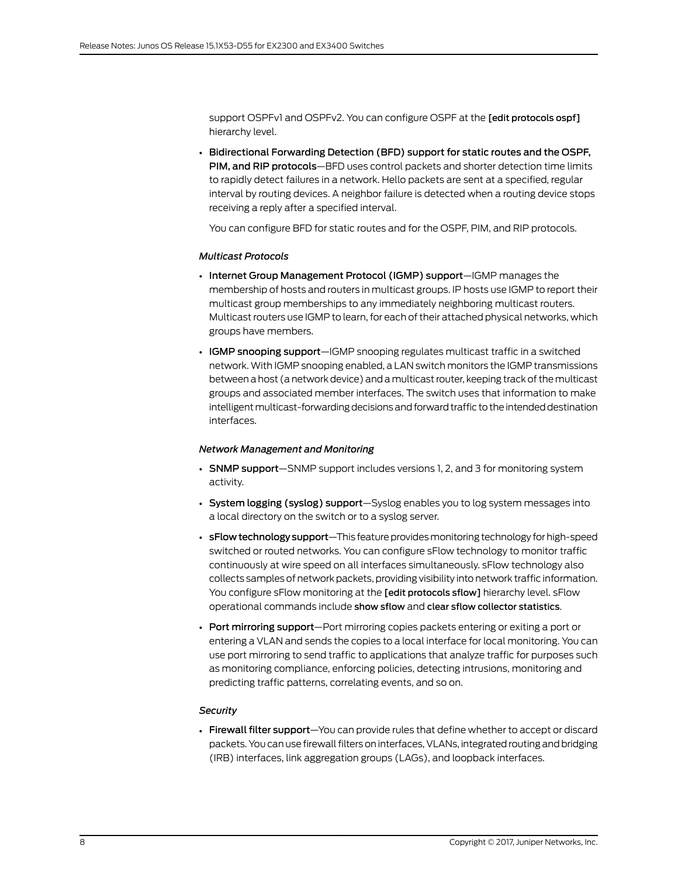support OSPFv1 and OSPFv2. You can configure OSPF at the **[edit protocols ospf]** hierarchy level.

- **Bidirectional Forwarding Detection (BFD) support for static routes and the OSPF, PIM, and RIP protocols**—BFD uses control packets and shorter detection time limits to rapidly detect failures in a network. Hello packets are sent at a specified, regular interval by routing devices. A neighbor failure is detected when a routing device stops receiving a reply after a specified interval.

  You can configure BFD for static routes and for the OSPF, PIM, and RIP protocols.

*Multicast Protocols*

- **Internet Group Management Protocol (IGMP) support**—IGMP manages the membership of hosts and routers in multicast groups. IP hosts use IGMP to report their multicast group memberships to any immediately neighboring multicast routers. Multicast routers use IGMP to learn, for each of their attached physical networks, which groups have members.
- **IGMP snooping support**—IGMP snooping regulates multicast traffic in a switched network. With IGMP snooping enabled, a LAN switch monitors the IGMP transmissions between a host (a network device) and a multicast router, keeping track of the multicast groups and associated member interfaces. The switch uses that information to make intelligent multicast-forwarding decisions and forward traffic to the intended destination interfaces.

*Network Management and Monitoring*

- **SNMP support**—SNMP support includes versions 1, 2, and 3 for monitoring system activity.
- **System logging (syslog) support**—Syslog enables you to log system messages into a local directory on the switch or to a syslog server.
- **sFlow technology support**—This feature provides monitoring technology for high-speed switched or routed networks. You can configure sFlow technology to monitor traffic continuously at wire speed on all interfaces simultaneously. sFlow technology also collects samples of network packets, providing visibility into network traffic information. You configure sFlow monitoring at the **[edit protocols sflow]** hierarchy level. sFlow operational commands include **show sflow** and **clear sflow collector statistics**.
- **Port mirroring support**—Port mirroring copies packets entering or exiting a port or entering a VLAN and sends the copies to a local interface for local monitoring. You can use port mirroring to send traffic to applications that analyze traffic for purposes such as monitoring compliance, enforcing policies, detecting intrusions, monitoring and predicting traffic patterns, correlating events, and so on.

*Security*

- **Firewall filter support**—You can provide rules that define whether to accept or discard packets. You can use firewall filters on interfaces, VLANs, integrated routing and bridging (IRB) interfaces, link aggregation groups (LAGs), and loopback interfaces.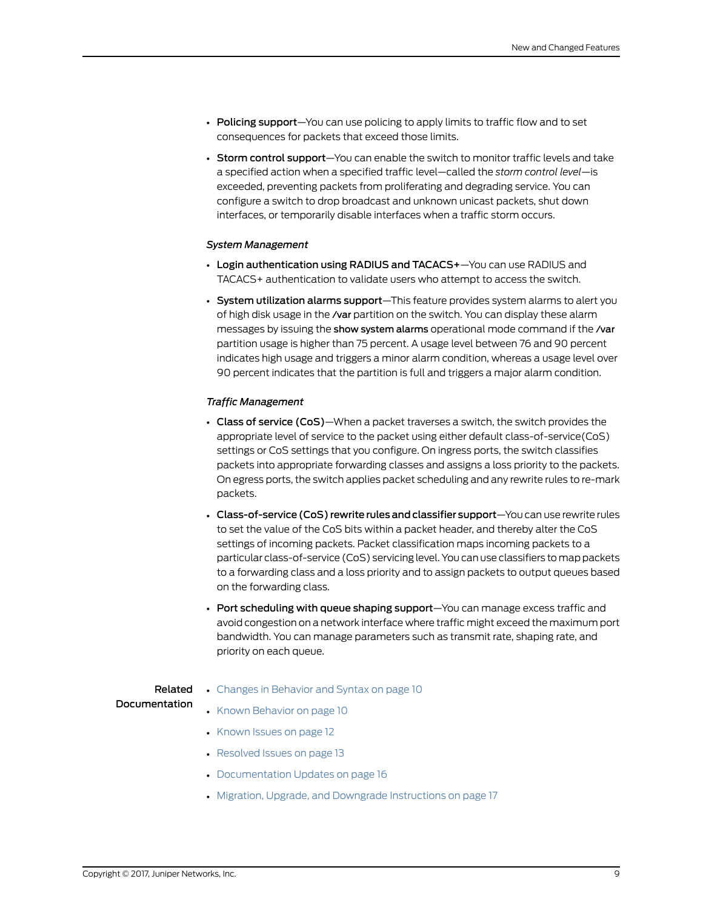- **Policing support**—You can use policing to apply limits to traffic flow and to set consequences for packets that exceed those limits.
- **Storm control support**—You can enable the switch to monitor traffic levels and take a specified action when a specified traffic level—called the *storm control level*—is exceeded, preventing packets from proliferating and degrading service. You can configure a switch to drop broadcast and unknown unicast packets, shut down interfaces, or temporarily disable interfaces when a traffic storm occurs.

*System Management*

- **Login authentication using RADIUS and TACACS+**—You can use RADIUS and TACACS+ authentication to validate users who attempt to access the switch.
- **System utilization alarms support**—This feature provides system alarms to alert you of high disk usage in the **/var** partition on the switch. You can display these alarm messages by issuing the **show system alarms** operational mode command if the **/var** partition usage is higher than 75 percent. A usage level between 76 and 90 percent indicates high usage and triggers a minor alarm condition, whereas a usage level over 90 percent indicates that the partition is full and triggers a major alarm condition.

*Traffic Management*

- **Class of service (CoS)**—When a packet traverses a switch, the switch provides the appropriate level of service to the packet using either default class-of-service(CoS) settings or CoS settings that you configure. On ingress ports, the switch classifies packets into appropriate forwarding classes and assigns a loss priority to the packets. On egress ports, the switch applies packet scheduling and any rewrite rules to re-mark packets.
- **Class-of-service (CoS) rewrite rules and classifier support**—You can use rewrite rules to set the value of the CoS bits within a packet header, and thereby alter the CoS settings of incoming packets. Packet classification maps incoming packets to a particular class-of-service (CoS) servicing level. You can use classifiers to map packets to a forwarding class and a loss priority and to assign packets to output queues based on the forwarding class.
- **Port scheduling with queue shaping support**—You can manage excess traffic and avoid congestion on a network interface where traffic might exceed the maximum port bandwidth. You can manage parameters such as transmit rate, shaping rate, and priority on each queue.

**Related Documentation**

- Changes in Behavior and Syntax on page 10
- Known Behavior on page 10
- Known Issues on page 12
- Resolved Issues on page 13
- Documentation Updates on page 16
- Migration, Upgrade, and Downgrade Instructions on page 17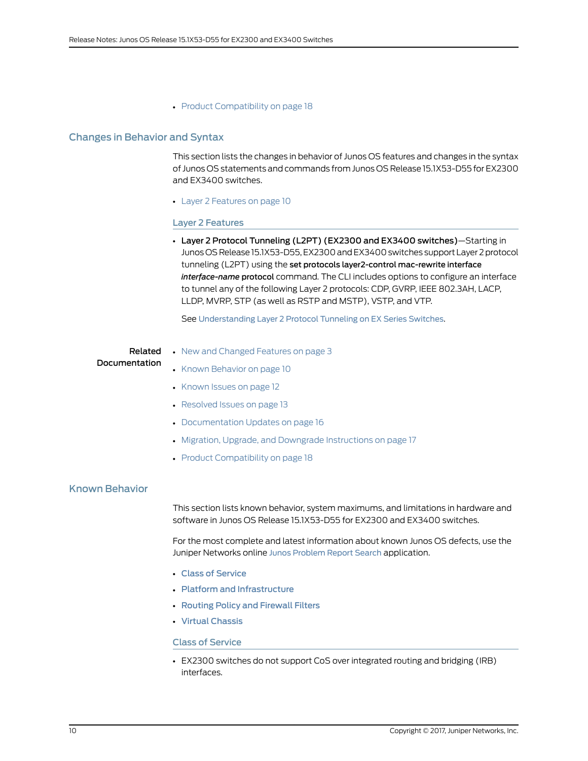- Product Compatibility on page 18

## Changes in Behavior and Syntax

This section lists the changes in behavior of Junos OS features and changes in the syntax of Junos OS statements and commands from Junos OS Release 15.1X53-D55 for EX2300 and EX3400 switches.

- Layer 2 Features on page 10

### Layer 2 Features

- **Layer 2 Protocol Tunneling (L2PT) (EX2300 and EX3400 switches)**—Starting in Junos OS Release 15.1X53-D55, EX2300 and EX3400 switches support Layer 2 protocol tunneling (L2PT) using the **set protocols layer2-control mac-rewrite interface *interface-name* protocol** command. The CLI includes options to configure an interface to tunnel any of the following Layer 2 protocols: CDP, GVRP, IEEE 802.3AH, LACP, LLDP, MVRP, STP (as well as RSTP and MSTP), VSTP, and VTP.

  See Understanding Layer 2 Protocol Tunneling on EX Series Switches.

**Related Documentation**

- New and Changed Features on page 3
- Known Behavior on page 10
- Known Issues on page 12
- Resolved Issues on page 13
- Documentation Updates on page 16
- Migration, Upgrade, and Downgrade Instructions on page 17
- Product Compatibility on page 18

## Known Behavior

This section lists known behavior, system maximums, and limitations in hardware and software in Junos OS Release 15.1X53-D55 for EX2300 and EX3400 switches.

For the most complete and latest information about known Junos OS defects, use the Juniper Networks online Junos Problem Report Search application.

- Class of Service
- Platform and Infrastructure
- Routing Policy and Firewall Filters
- Virtual Chassis

### Class of Service

- EX2300 switches do not support CoS over integrated routing and bridging (IRB) interfaces.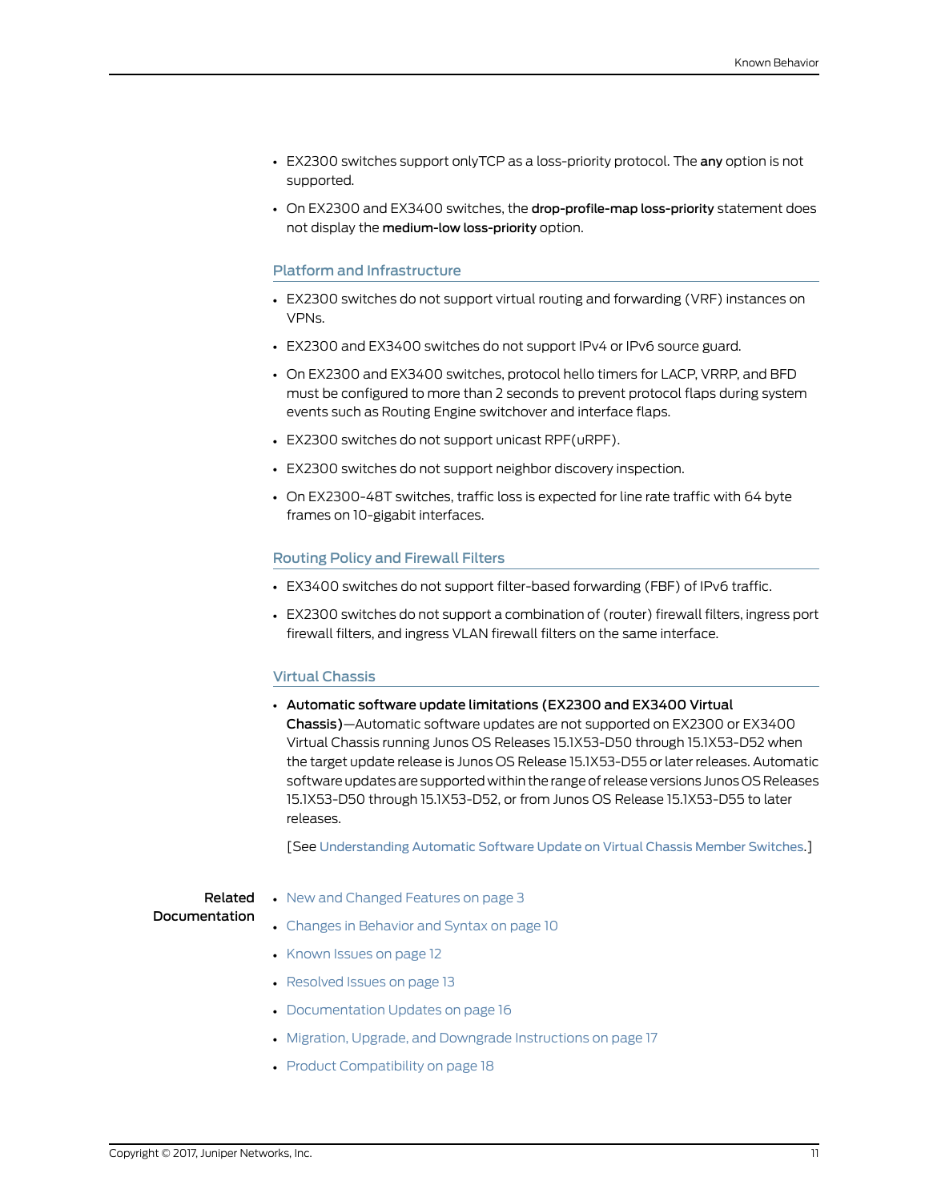- EX2300 switches support onlyTCP as a loss-priority protocol. The **any** option is not supported.
- On EX2300 and EX3400 switches, the **drop-profile-map loss-priority** statement does not display the **medium-low loss-priority** option.

### Platform and Infrastructure

- EX2300 switches do not support virtual routing and forwarding (VRF) instances on VPNs.
- EX2300 and EX3400 switches do not support IPv4 or IPv6 source guard.
- On EX2300 and EX3400 switches, protocol hello timers for LACP, VRRP, and BFD must be configured to more than 2 seconds to prevent protocol flaps during system events such as Routing Engine switchover and interface flaps.
- EX2300 switches do not support unicast RPF(uRPF).
- EX2300 switches do not support neighbor discovery inspection.
- On EX2300-48T switches, traffic loss is expected for line rate traffic with 64 byte frames on 10-gigabit interfaces.

### Routing Policy and Firewall Filters

- EX3400 switches do not support filter-based forwarding (FBF) of IPv6 traffic.
- EX2300 switches do not support a combination of (router) firewall filters, ingress port firewall filters, and ingress VLAN firewall filters on the same interface.

### Virtual Chassis

- **Automatic software update limitations (EX2300 and EX3400 Virtual Chassis)**—Automatic software updates are not supported on EX2300 or EX3400 Virtual Chassis running Junos OS Releases 15.1X53-D50 through 15.1X53-D52 when the target update release is Junos OS Release 15.1X53-D55 or later releases. Automatic software updates are supported within the range of release versions Junos OS Releases 15.1X53-D50 through 15.1X53-D52, or from Junos OS Release 15.1X53-D55 to later releases.

  [See Understanding Automatic Software Update on Virtual Chassis Member Switches.]

**Related Documentation**

- New and Changed Features on page 3
- Changes in Behavior and Syntax on page 10
- Known Issues on page 12
- Resolved Issues on page 13
- Documentation Updates on page 16
- Migration, Upgrade, and Downgrade Instructions on page 17
- Product Compatibility on page 18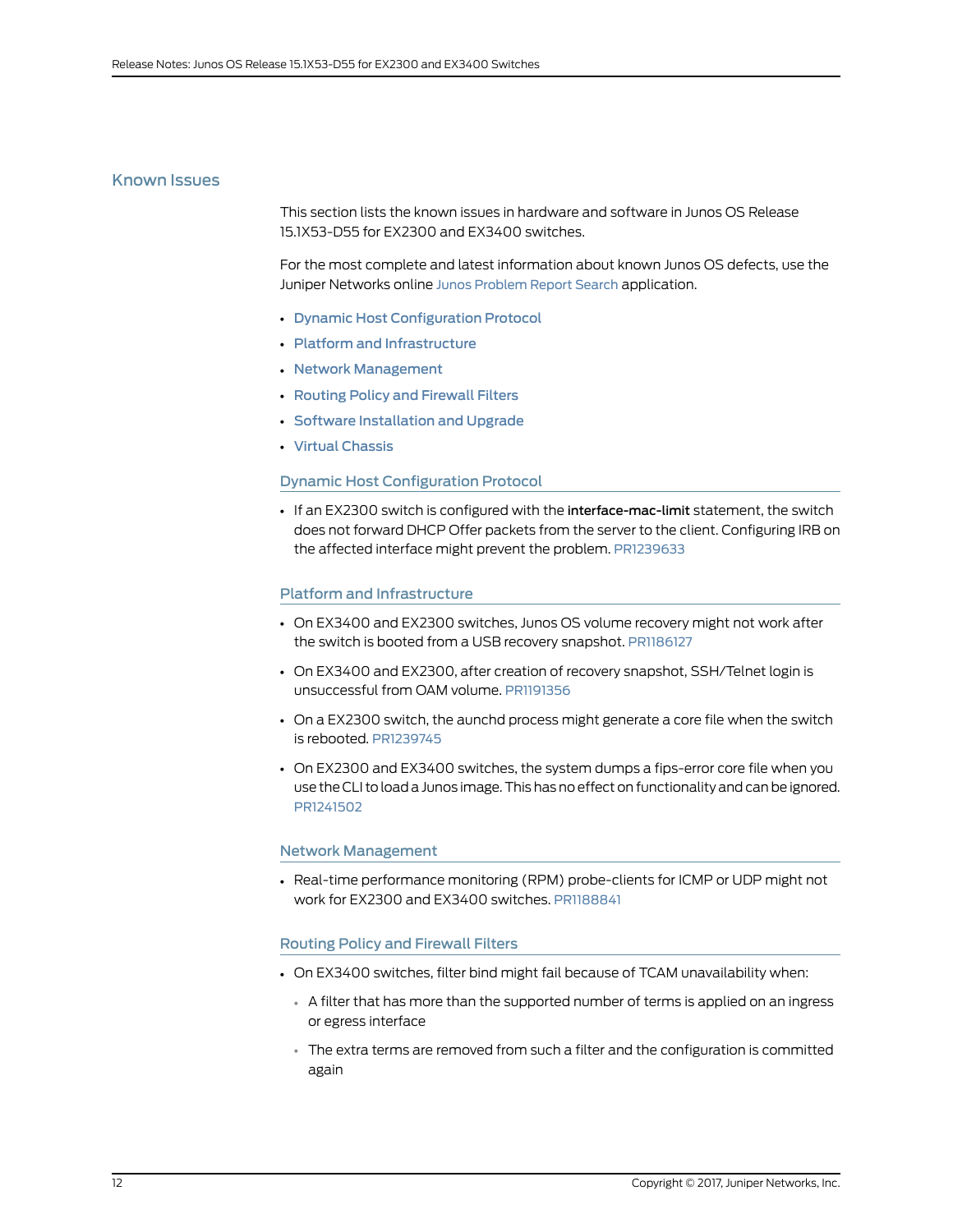## Known Issues

This section lists the known issues in hardware and software in Junos OS Release 15.1X53-D55 for EX2300 and EX3400 switches.

For the most complete and latest information about known Junos OS defects, use the Juniper Networks online Junos Problem Report Search application.

- Dynamic Host Configuration Protocol
- Platform and Infrastructure
- Network Management
- Routing Policy and Firewall Filters
- Software Installation and Upgrade
- Virtual Chassis

### Dynamic Host Configuration Protocol

- If an EX2300 switch is configured with the **interface-mac-limit** statement, the switch does not forward DHCP Offer packets from the server to the client. Configuring IRB on the affected interface might prevent the problem. PR1239633

### Platform and Infrastructure

- On EX3400 and EX2300 switches, Junos OS volume recovery might not work after the switch is booted from a USB recovery snapshot. PR1186127
- On EX3400 and EX2300, after creation of recovery snapshot, SSH/Telnet login is unsuccessful from OAM volume. PR1191356
- On a EX2300 switch, the aunchd process might generate a core file when the switch is rebooted. PR1239745
- On EX2300 and EX3400 switches, the system dumps a fips-error core file when you use the CLI to load a Junos image. This has no effect on functionality and can be ignored. PR1241502

### Network Management

- Real-time performance monitoring (RPM) probe-clients for ICMP or UDP might not work for EX2300 and EX3400 switches. PR1188841

### Routing Policy and Firewall Filters

- On EX3400 switches, filter bind might fail because of TCAM unavailability when:
  - A filter that has more than the supported number of terms is applied on an ingress or egress interface
  - The extra terms are removed from such a filter and the configuration is committed again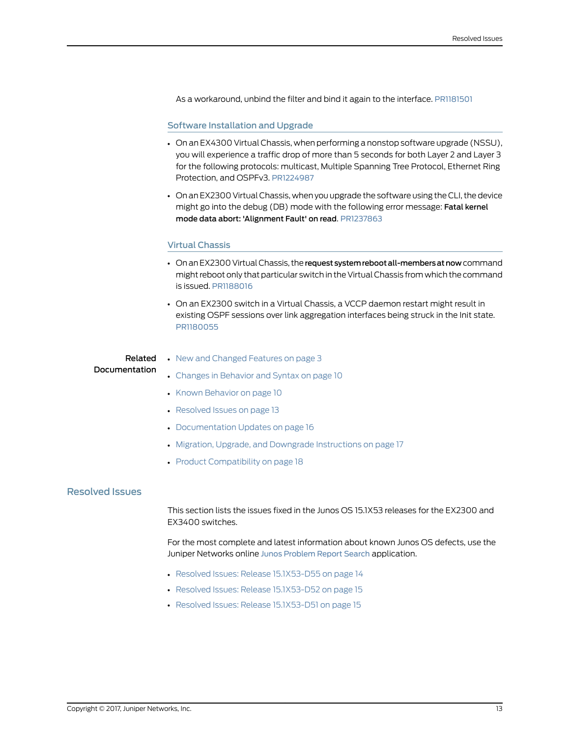As a workaround, unbind the filter and bind it again to the interface. PR1181501

### Software Installation and Upgrade

- On an EX4300 Virtual Chassis, when performing a nonstop software upgrade (NSSU), you will experience a traffic drop of more than 5 seconds for both Layer 2 and Layer 3 for the following protocols: multicast, Multiple Spanning Tree Protocol, Ethernet Ring Protection, and OSPFv3. PR1224987
- On an EX2300 Virtual Chassis, when you upgrade the software using the CLI, the device might go into the debug (DB) mode with the following error message: **Fatal kernel mode data abort: 'Alignment Fault' on read**. PR1237863

### Virtual Chassis

- On an EX2300 Virtual Chassis, the **request system reboot all-members at now** command might reboot only that particular switch in the Virtual Chassis from which the command is issued. PR1188016
- On an EX2300 switch in a Virtual Chassis, a VCCP daemon restart might result in existing OSPF sessions over link aggregation interfaces being struck in the Init state. PR1180055

**Related Documentation**

- New and Changed Features on page 3
- Changes in Behavior and Syntax on page 10
- Known Behavior on page 10
- Resolved Issues on page 13
- Documentation Updates on page 16
- Migration, Upgrade, and Downgrade Instructions on page 17
- Product Compatibility on page 18

## Resolved Issues

This section lists the issues fixed in the Junos OS 15.1X53 releases for the EX2300 and EX3400 switches.

For the most complete and latest information about known Junos OS defects, use the Juniper Networks online Junos Problem Report Search application.

- Resolved Issues: Release 15.1X53-D55 on page 14
- Resolved Issues: Release 15.1X53-D52 on page 15
- Resolved Issues: Release 15.1X53-D51 on page 15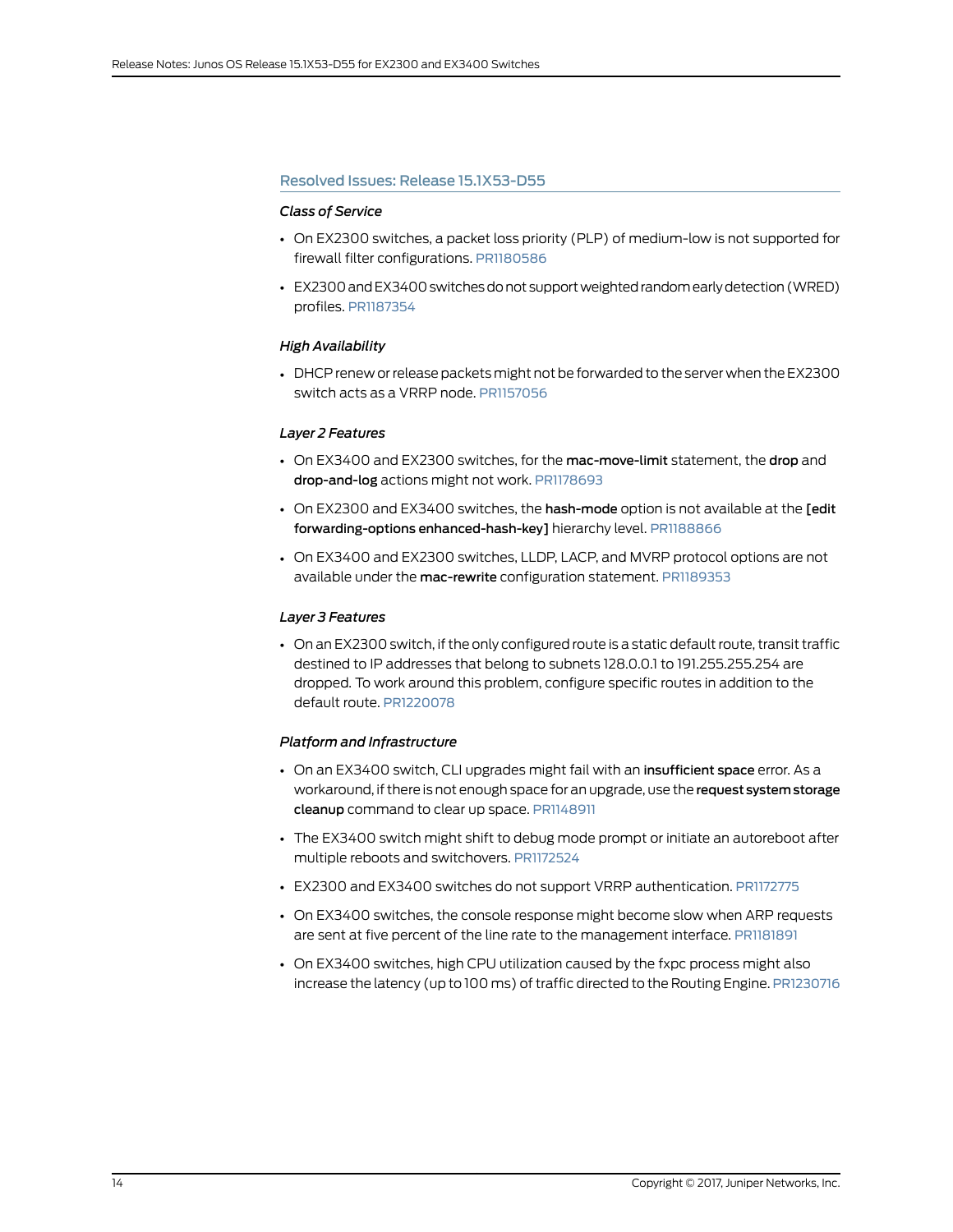## Resolved Issues: Release 15.1X53-D55

### *Class of Service*

- On EX2300 switches, a packet loss priority (PLP) of medium-low is not supported for firewall filter configurations. PR1180586
- EX2300 and EX3400 switches do not support weighted random early detection (WRED) profiles. PR1187354

### *High Availability*

- DHCP renew or release packets might not be forwarded to the server when the EX2300 switch acts as a VRRP node. PR1157056

### *Layer 2 Features*

- On EX3400 and EX2300 switches, for the **mac-move-limit** statement, the **drop** and **drop-and-log** actions might not work. PR1178693
- On EX2300 and EX3400 switches, the **hash-mode** option is not available at the **[edit forwarding-options enhanced-hash-key]** hierarchy level. PR1188866
- On EX3400 and EX2300 switches, LLDP, LACP, and MVRP protocol options are not available under the **mac-rewrite** configuration statement. PR1189353

### *Layer 3 Features*

- On an EX2300 switch, if the only configured route is a static default route, transit traffic destined to IP addresses that belong to subnets 128.0.0.1 to 191.255.255.254 are dropped. To work around this problem, configure specific routes in addition to the default route. PR1220078

### *Platform and Infrastructure*

- On an EX3400 switch, CLI upgrades might fail with an **insufficient space** error. As a workaround, if there is not enough space for an upgrade, use the **request system storage cleanup** command to clear up space. PR1148911
- The EX3400 switch might shift to debug mode prompt or initiate an autoreboot after multiple reboots and switchovers. PR1172524
- EX2300 and EX3400 switches do not support VRRP authentication. PR1172775
- On EX3400 switches, the console response might become slow when ARP requests are sent at five percent of the line rate to the management interface. PR1181891
- On EX3400 switches, high CPU utilization caused by the fxpc process might also increase the latency (up to 100 ms) of traffic directed to the Routing Engine. PR1230716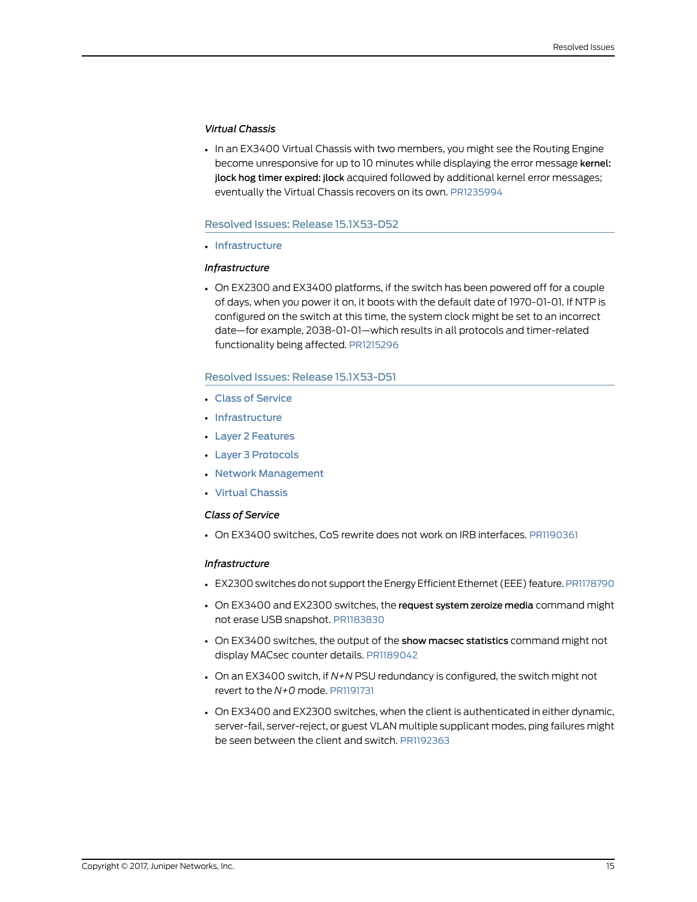*Virtual Chassis*

- In an EX3400 Virtual Chassis with two members, you might see the Routing Engine become unresponsive for up to 10 minutes while displaying the error message **kernel: jlock hog timer expired: jlock** acquired followed by additional kernel error messages; eventually the Virtual Chassis recovers on its own. PR1235994

## Resolved Issues: Release 15.1X53-D52

- Infrastructure

*Infrastructure*

- On EX2300 and EX3400 platforms, if the switch has been powered off for a couple of days, when you power it on, it boots with the default date of 1970-01-01. If NTP is configured on the switch at this time, the system clock might be set to an incorrect date—for example, 2038-01-01—which results in all protocols and timer-related functionality being affected. PR1215296

## Resolved Issues: Release 15.1X53-D51

- Class of Service
- Infrastructure
- Layer 2 Features
- Layer 3 Protocols
- Network Management
- Virtual Chassis

*Class of Service*

- On EX3400 switches, CoS rewrite does not work on IRB interfaces. PR1190361

*Infrastructure*

- EX2300 switches do not support the Energy Efficient Ethernet (EEE) feature. PR1178790
- On EX3400 and EX2300 switches, the **request system zeroize media** command might not erase USB snapshot. PR1183830
- On EX3400 switches, the output of the **show macsec statistics** command might not display MACsec counter details. PR1189042
- On an EX3400 switch, if *N+N* PSU redundancy is configured, the switch might not revert to the *N+0* mode. PR1191731
- On EX3400 and EX2300 switches, when the client is authenticated in either dynamic, server-fail, server-reject, or guest VLAN multiple supplicant modes, ping failures might be seen between the client and switch. PR1192363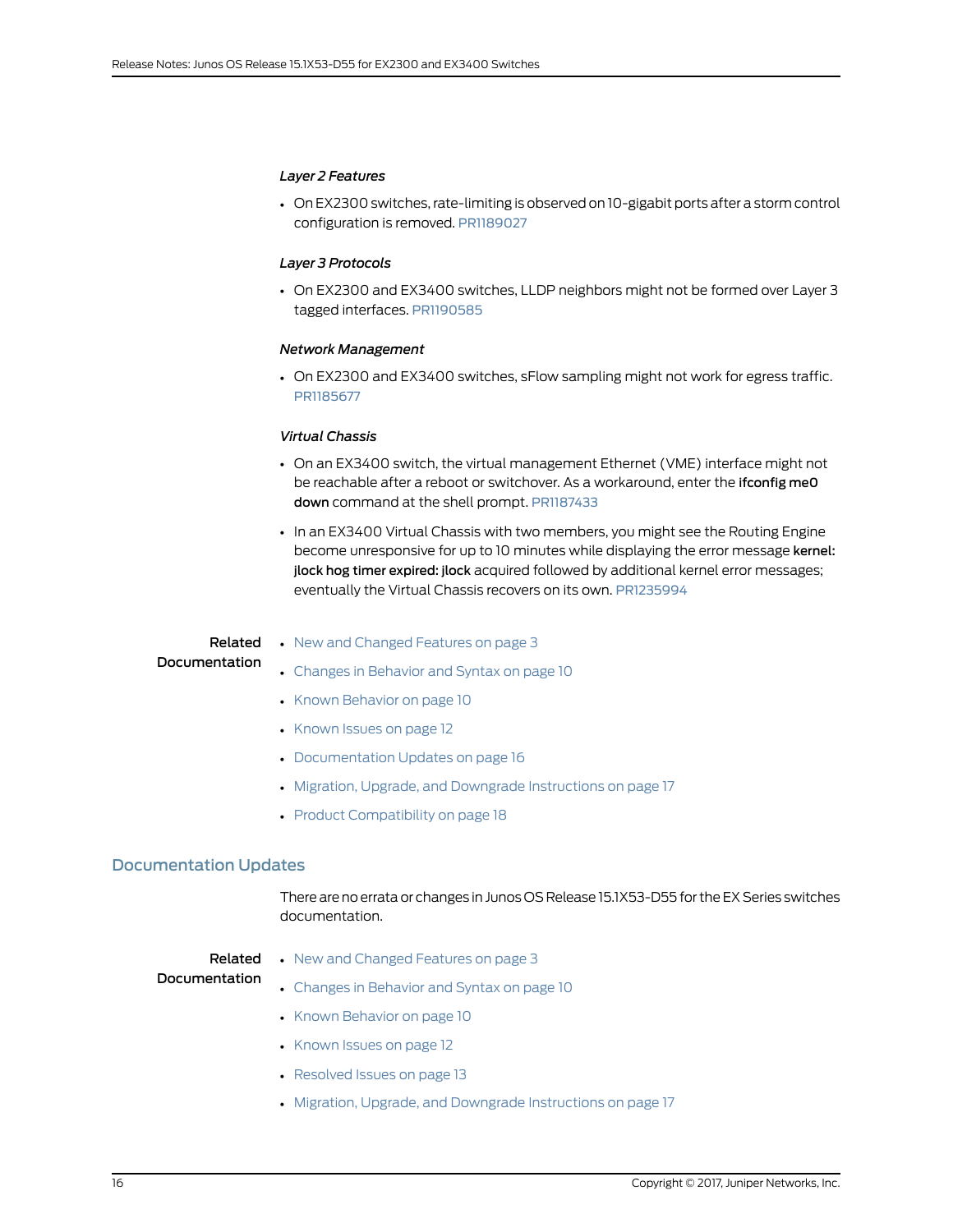*Layer 2 Features*

- On EX2300 switches, rate-limiting is observed on 10-gigabit ports after a storm control configuration is removed. PR1189027

*Layer 3 Protocols*

- On EX2300 and EX3400 switches, LLDP neighbors might not be formed over Layer 3 tagged interfaces. PR1190585

*Network Management*

- On EX2300 and EX3400 switches, sFlow sampling might not work for egress traffic. PR1185677

*Virtual Chassis*

- On an EX3400 switch, the virtual management Ethernet (VME) interface might not be reachable after a reboot or switchover. As a workaround, enter the **ifconfig me0 down** command at the shell prompt. PR1187433
- In an EX3400 Virtual Chassis with two members, you might see the Routing Engine become unresponsive for up to 10 minutes while displaying the error message **kernel: jlock hog timer expired: jlock** acquired followed by additional kernel error messages; eventually the Virtual Chassis recovers on its own. PR1235994

**Related Documentation**

- New and Changed Features on page 3
- Changes in Behavior and Syntax on page 10
- Known Behavior on page 10
- Known Issues on page 12
- Documentation Updates on page 16
- Migration, Upgrade, and Downgrade Instructions on page 17
- Product Compatibility on page 18

## Documentation Updates

There are no errata or changes in Junos OS Release 15.1X53-D55 for the EX Series switches documentation.

**Related Documentation**

- New and Changed Features on page 3
- Changes in Behavior and Syntax on page 10
- Known Behavior on page 10
- Known Issues on page 12
- Resolved Issues on page 13
- Migration, Upgrade, and Downgrade Instructions on page 17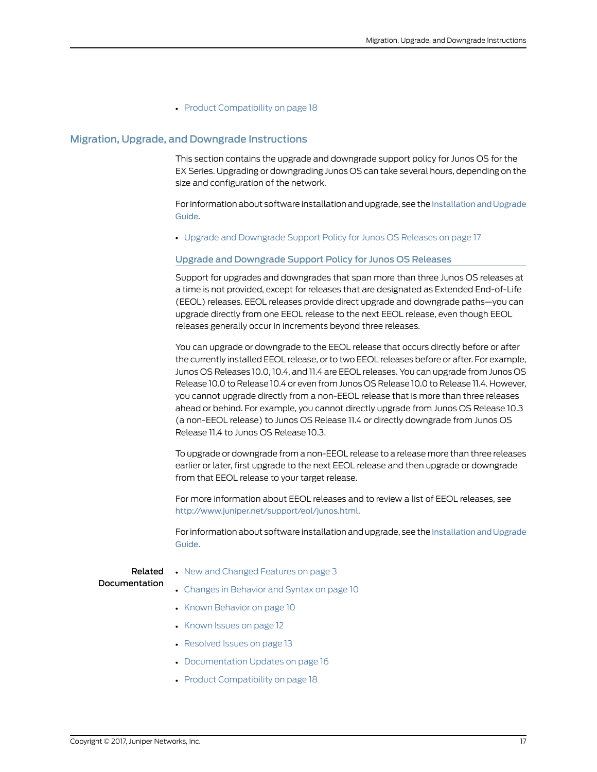- Product Compatibility on page 18

## Migration, Upgrade, and Downgrade Instructions

This section contains the upgrade and downgrade support policy for Junos OS for the EX Series. Upgrading or downgrading Junos OS can take several hours, depending on the size and configuration of the network.

For information about software installation and upgrade, see the Installation and Upgrade Guide.

- Upgrade and Downgrade Support Policy for Junos OS Releases on page 17

### Upgrade and Downgrade Support Policy for Junos OS Releases

Support for upgrades and downgrades that span more than three Junos OS releases at a time is not provided, except for releases that are designated as Extended End-of-Life (EEOL) releases. EEOL releases provide direct upgrade and downgrade paths—you can upgrade directly from one EEOL release to the next EEOL release, even though EEOL releases generally occur in increments beyond three releases.

You can upgrade or downgrade to the EEOL release that occurs directly before or after the currently installed EEOL release, or to two EEOL releases before or after. For example, Junos OS Releases 10.0, 10.4, and 11.4 are EEOL releases. You can upgrade from Junos OS Release 10.0 to Release 10.4 or even from Junos OS Release 10.0 to Release 11.4. However, you cannot upgrade directly from a non-EEOL release that is more than three releases ahead or behind. For example, you cannot directly upgrade from Junos OS Release 10.3 (a non-EEOL release) to Junos OS Release 11.4 or directly downgrade from Junos OS Release 11.4 to Junos OS Release 10.3.

To upgrade or downgrade from a non-EEOL release to a release more than three releases earlier or later, first upgrade to the next EEOL release and then upgrade or downgrade from that EEOL release to your target release.

For more information about EEOL releases and to review a list of EEOL releases, see http://www.juniper.net/support/eol/junos.html.

For information about software installation and upgrade, see the Installation and Upgrade Guide.

**Related Documentation**

- New and Changed Features on page 3
- Changes in Behavior and Syntax on page 10
- Known Behavior on page 10
- Known Issues on page 12
- Resolved Issues on page 13
- Documentation Updates on page 16
- Product Compatibility on page 18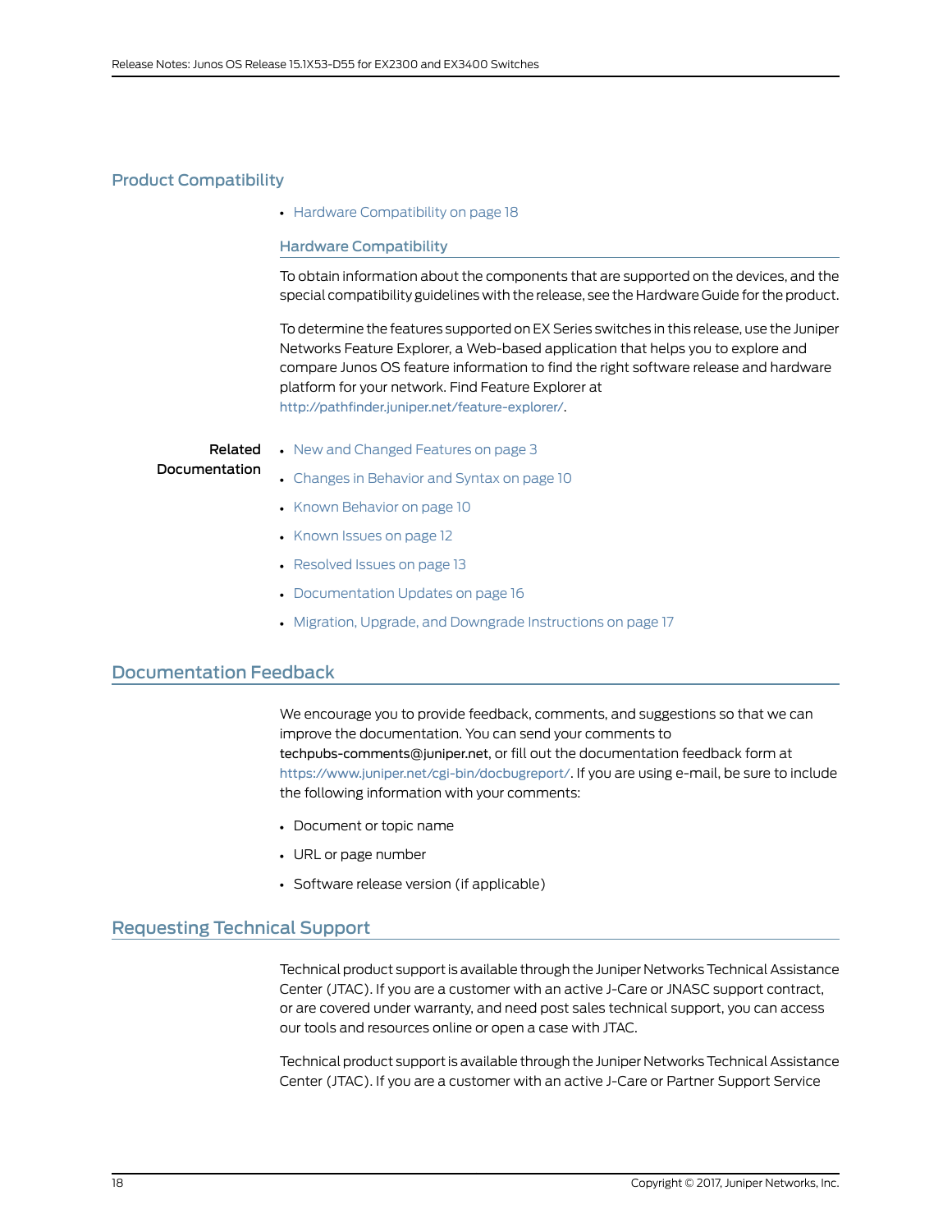## Product Compatibility

- Hardware Compatibility on page 18

### Hardware Compatibility

To obtain information about the components that are supported on the devices, and the special compatibility guidelines with the release, see the Hardware Guide for the product.

To determine the features supported on EX Series switches in this release, use the Juniper Networks Feature Explorer, a Web-based application that helps you to explore and compare Junos OS feature information to find the right software release and hardware platform for your network. Find Feature Explorer at http://pathfinder.juniper.net/feature-explorer/.

**Related Documentation**

- New and Changed Features on page 3
- Changes in Behavior and Syntax on page 10
- Known Behavior on page 10
- Known Issues on page 12
- Resolved Issues on page 13
- Documentation Updates on page 16
- Migration, Upgrade, and Downgrade Instructions on page 17

## Documentation Feedback

We encourage you to provide feedback, comments, and suggestions so that we can improve the documentation. You can send your comments to techpubs-comments@juniper.net, or fill out the documentation feedback form at https://www.juniper.net/cgi-bin/docbugreport/. If you are using e-mail, be sure to include the following information with your comments:

- Document or topic name
- URL or page number
- Software release version (if applicable)

## Requesting Technical Support

Technical product support is available through the Juniper Networks Technical Assistance Center (JTAC). If you are a customer with an active J-Care or JNASC support contract, or are covered under warranty, and need post sales technical support, you can access our tools and resources online or open a case with JTAC.

Technical product support is available through the Juniper Networks Technical Assistance Center (JTAC). If you are a customer with an active J-Care or Partner Support Service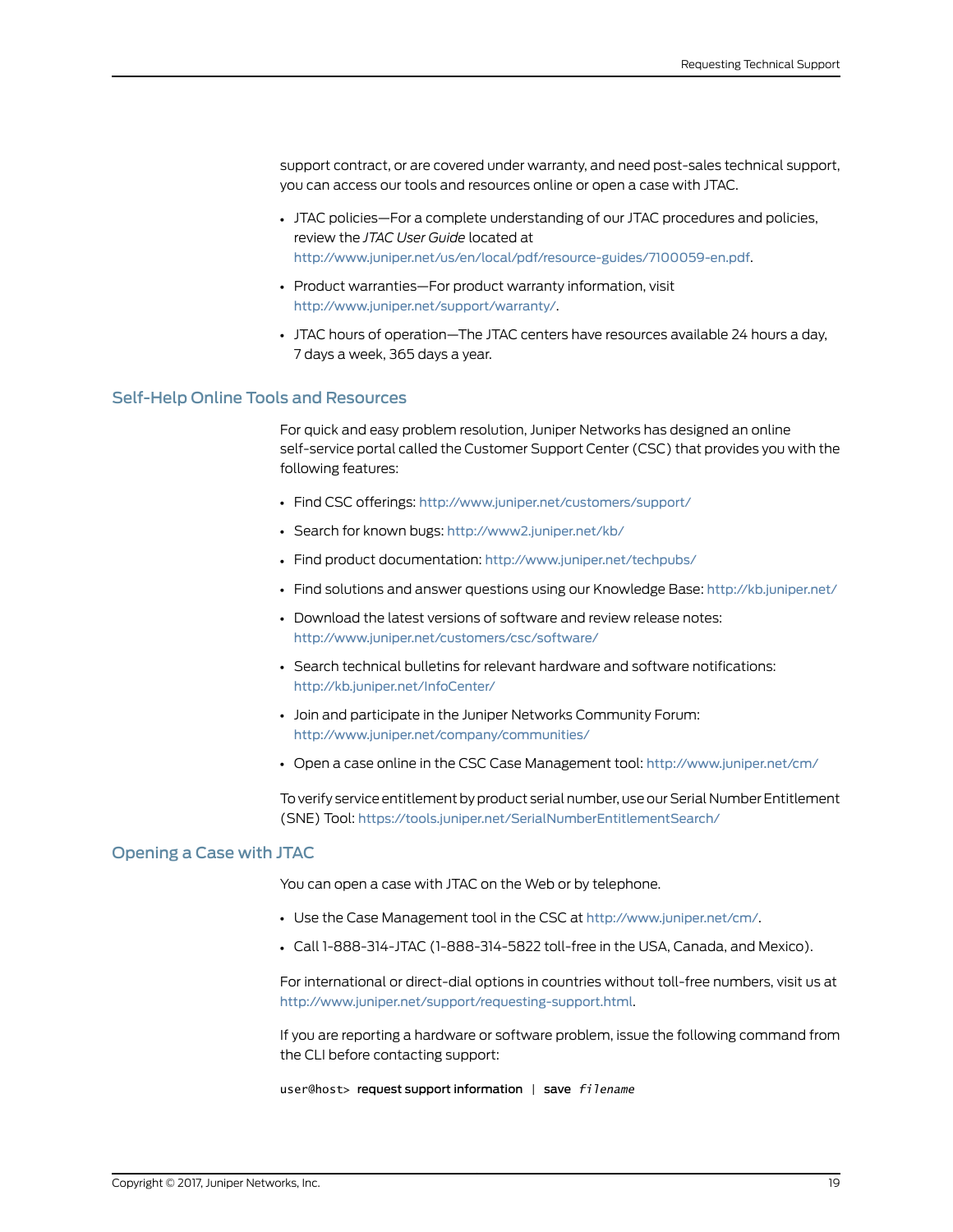support contract, or are covered under warranty, and need post-sales technical support, you can access our tools and resources online or open a case with JTAC.

- JTAC policies—For a complete understanding of our JTAC procedures and policies, review the *JTAC User Guide* located at http://www.juniper.net/us/en/local/pdf/resource-guides/7100059-en.pdf.
- Product warranties—For product warranty information, visit http://www.juniper.net/support/warranty/.
- JTAC hours of operation—The JTAC centers have resources available 24 hours a day, 7 days a week, 365 days a year.

## Self-Help Online Tools and Resources

For quick and easy problem resolution, Juniper Networks has designed an online self-service portal called the Customer Support Center (CSC) that provides you with the following features:

- Find CSC offerings: http://www.juniper.net/customers/support/
- Search for known bugs: http://www2.juniper.net/kb/
- Find product documentation: http://www.juniper.net/techpubs/
- Find solutions and answer questions using our Knowledge Base: http://kb.juniper.net/
- Download the latest versions of software and review release notes: http://www.juniper.net/customers/csc/software/
- Search technical bulletins for relevant hardware and software notifications: http://kb.juniper.net/InfoCenter/
- Join and participate in the Juniper Networks Community Forum: http://www.juniper.net/company/communities/
- Open a case online in the CSC Case Management tool: http://www.juniper.net/cm/

To verify service entitlement by product serial number, use our Serial Number Entitlement (SNE) Tool: https://tools.juniper.net/SerialNumberEntitlementSearch/

## Opening a Case with JTAC

You can open a case with JTAC on the Web or by telephone.

- Use the Case Management tool in the CSC at http://www.juniper.net/cm/.
- Call 1-888-314-JTAC (1-888-314-5822 toll-free in the USA, Canada, and Mexico).

For international or direct-dial options in countries without toll-free numbers, visit us at http://www.juniper.net/support/requesting-support.html.

If you are reporting a hardware or software problem, issue the following command from the CLI before contacting support:

```
user@host> request support information | save filename
```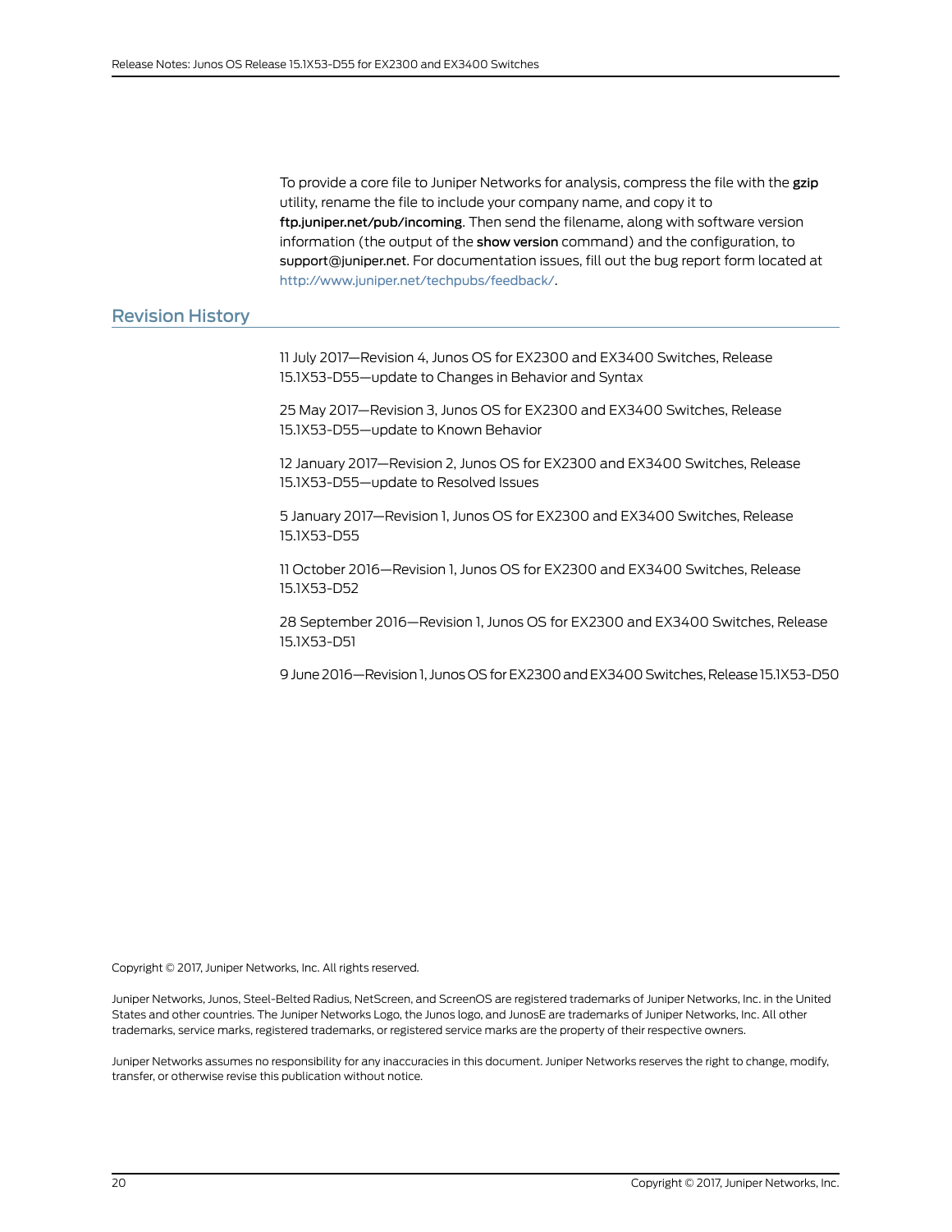To provide a core file to Juniper Networks for analysis, compress the file with the **gzip** utility, rename the file to include your company name, and copy it to **ftp.juniper.net/pub/incoming**. Then send the filename, along with software version information (the output of the **show version** command) and the configuration, to **support@juniper.net**. For documentation issues, fill out the bug report form located at http://www.juniper.net/techpubs/feedback/.

## Revision History

11 July 2017—Revision 4, Junos OS for EX2300 and EX3400 Switches, Release 15.1X53-D55—update to Changes in Behavior and Syntax

25 May 2017—Revision 3, Junos OS for EX2300 and EX3400 Switches, Release 15.1X53-D55—update to Known Behavior

12 January 2017—Revision 2, Junos OS for EX2300 and EX3400 Switches, Release 15.1X53-D55—update to Resolved Issues

5 January 2017—Revision 1, Junos OS for EX2300 and EX3400 Switches, Release 15.1X53-D55

11 October 2016—Revision 1, Junos OS for EX2300 and EX3400 Switches, Release 15.1X53-D52

28 September 2016—Revision 1, Junos OS for EX2300 and EX3400 Switches, Release 15.1X53-D51

9 June 2016—Revision 1, Junos OS for EX2300 and EX3400 Switches, Release 15.1X53-D50

Copyright © 2017, Juniper Networks, Inc. All rights reserved.

Juniper Networks, Junos, Steel-Belted Radius, NetScreen, and ScreenOS are registered trademarks of Juniper Networks, Inc. in the United States and other countries. The Juniper Networks Logo, the Junos logo, and JunosE are trademarks of Juniper Networks, Inc. All other trademarks, service marks, registered trademarks, or registered service marks are the property of their respective owners.

Juniper Networks assumes no responsibility for any inaccuracies in this document. Juniper Networks reserves the right to change, modify, transfer, or otherwise revise this publication without notice.